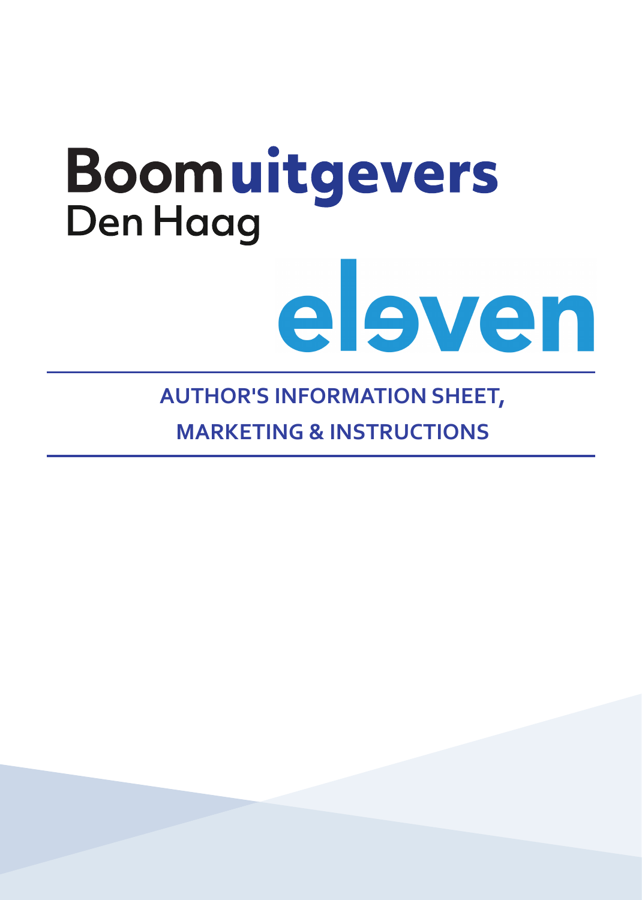Boom uitgevers
Den Haag

eleven

# AUTHOR'S INFORMATION SHEET, MARKETING & INSTRUCTIONS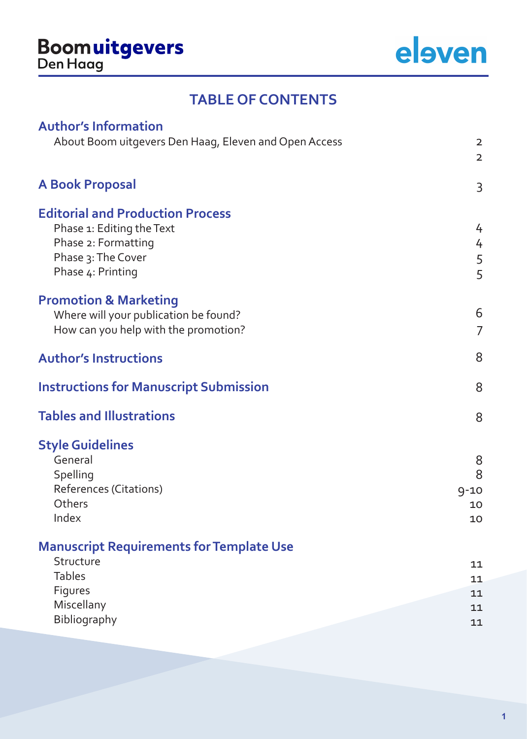# TABLE OF CONTENTS

| | |
|---|---|
| **Author's Information** | |
| About Boom uitgevers Den Haag, Eleven and Open Access | 2 |
| | 2 |
| **A Book Proposal** | 3 |
| **Editorial and Production Process** | |
| Phase 1: Editing the Text | 4 |
| Phase 2: Formatting | 4 |
| Phase 3: The Cover | 5 |
| Phase 4: Printing | 5 |
| **Promotion & Marketing** | |
| Where will your publication be found? | 6 |
| How can you help with the promotion? | 7 |
| **Author's Instructions** | 8 |
| **Instructions for Manuscript Submission** | 8 |
| **Tables and Illustrations** | 8 |
| **Style Guidelines** | |
| General | 8 |
| Spelling | 8 |
| References (Citations) | 9-10 |
| Others | 10 |
| Index | 10 |
| **Manuscript Requirements for Template Use** | |
| Structure | 11 |
| Tables | 11 |
| Figures | 11 |
| Miscellany | 11 |
| Bibliography | 11 |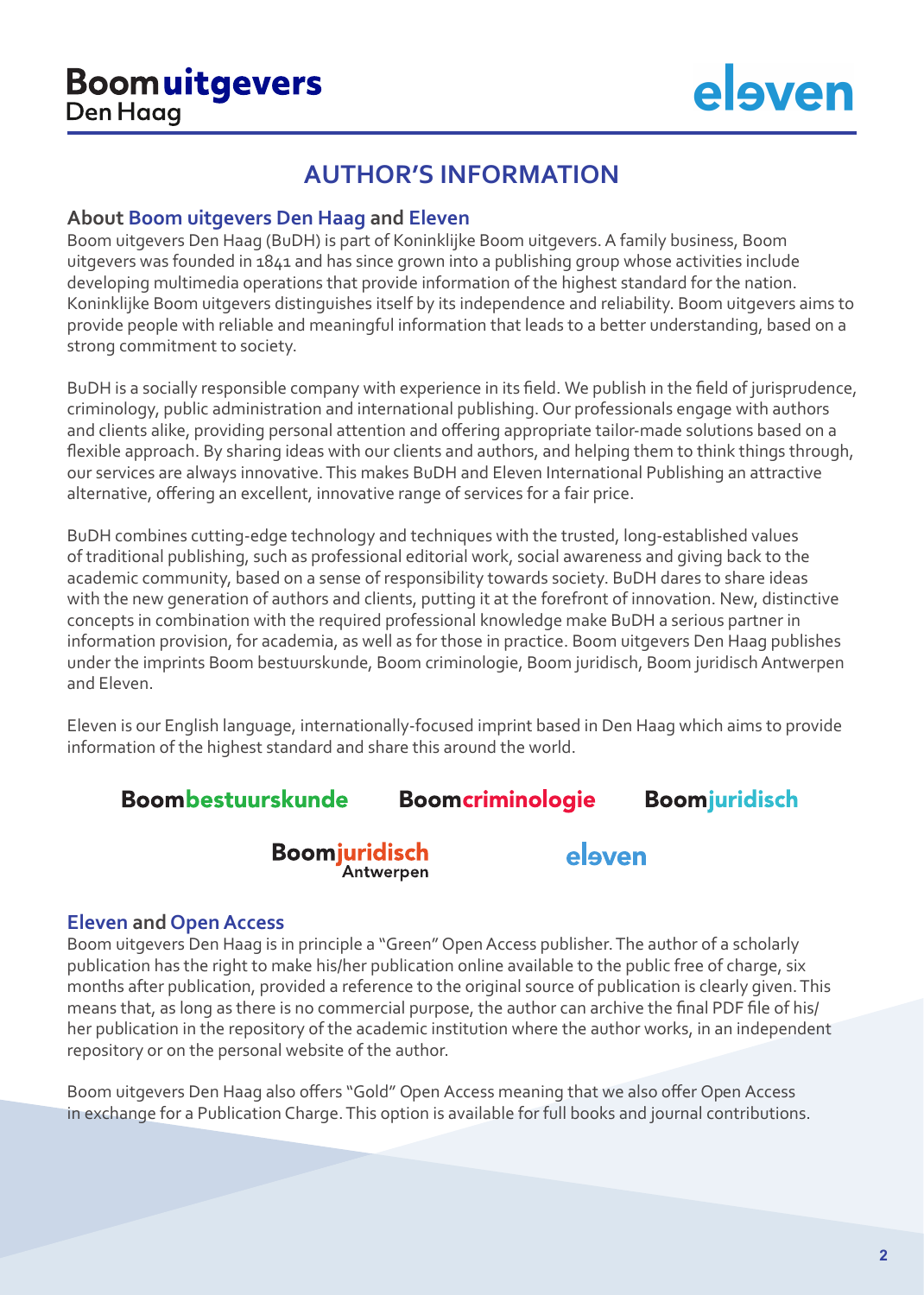# AUTHOR'S INFORMATION

## About Boom uitgevers Den Haag and Eleven

Boom uitgevers Den Haag (BuDH) is part of Koninklijke Boom uitgevers. A family business, Boom uitgevers was founded in 1841 and has since grown into a publishing group whose activities include developing multimedia operations that provide information of the highest standard for the nation. Koninklijke Boom uitgevers distinguishes itself by its independence and reliability. Boom uitgevers aims to provide people with reliable and meaningful information that leads to a better understanding, based on a strong commitment to society.

BuDH is a socially responsible company with experience in its field. We publish in the field of jurisprudence, criminology, public administration and international publishing. Our professionals engage with authors and clients alike, providing personal attention and offering appropriate tailor-made solutions based on a flexible approach. By sharing ideas with our clients and authors, and helping them to think things through, our services are always innovative. This makes BuDH and Eleven International Publishing an attractive alternative, offering an excellent, innovative range of services for a fair price.

BuDH combines cutting-edge technology and techniques with the trusted, long-established values of traditional publishing, such as professional editorial work, social awareness and giving back to the academic community, based on a sense of responsibility towards society. BuDH dares to share ideas with the new generation of authors and clients, putting it at the forefront of innovation. New, distinctive concepts in combination with the required professional knowledge make BuDH a serious partner in information provision, for academia, as well as for those in practice. Boom uitgevers Den Haag publishes under the imprints Boom bestuurskunde, Boom criminologie, Boom juridisch, Boom juridisch Antwerpen and Eleven.

Eleven is our English language, internationally-focused imprint based in Den Haag which aims to provide information of the highest standard and share this around the world.

Boombestuurskunde Boomcriminologie Boomjuridisch

Boomjuridisch Antwerpen eleven

## Eleven and Open Access

Boom uitgevers Den Haag is in principle a "Green" Open Access publisher. The author of a scholarly publication has the right to make his/her publication online available to the public free of charge, six months after publication, provided a reference to the original source of publication is clearly given. This means that, as long as there is no commercial purpose, the author can archive the final PDF file of his/her publication in the repository of the academic institution where the author works, in an independent repository or on the personal website of the author.

Boom uitgevers Den Haag also offers "Gold" Open Access meaning that we also offer Open Access in exchange for a Publication Charge. This option is available for full books and journal contributions.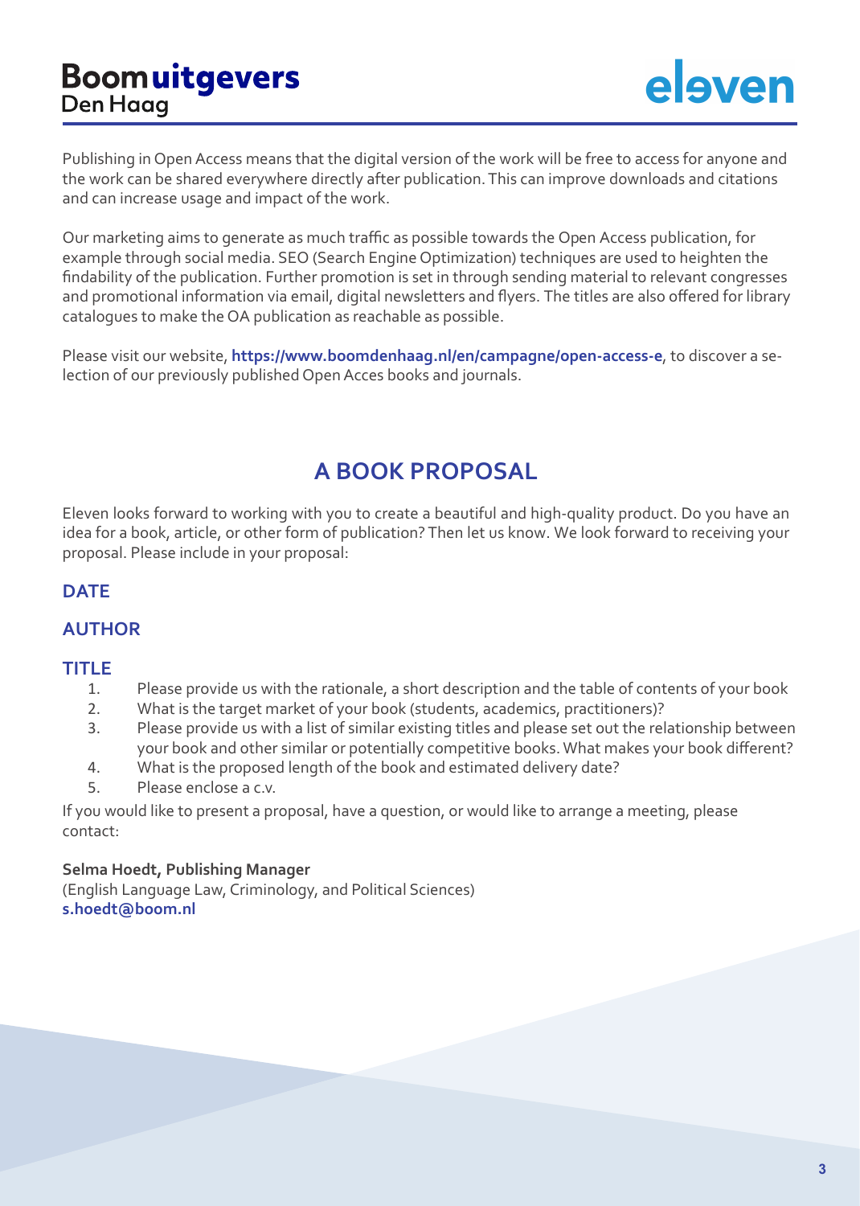Publishing in Open Access means that the digital version of the work will be free to access for anyone and the work can be shared everywhere directly after publication. This can improve downloads and citations and can increase usage and impact of the work.

Our marketing aims to generate as much traffic as possible towards the Open Access publication, for example through social media. SEO (Search Engine Optimization) techniques are used to heighten the findability of the publication. Further promotion is set in through sending material to relevant congresses and promotional information via email, digital newsletters and flyers. The titles are also offered for library catalogues to make the OA publication as reachable as possible.

Please visit our website, **https://www.boomdenhaag.nl/en/campagne/open-access-e**, to discover a selection of our previously published Open Acces books and journals.

## A BOOK PROPOSAL

Eleven looks forward to working with you to create a beautiful and high-quality product. Do you have an idea for a book, article, or other form of publication? Then let us know. We look forward to receiving your proposal. Please include in your proposal:

### DATE

### AUTHOR

### TITLE

1. Please provide us with the rationale, a short description and the table of contents of your book
2. What is the target market of your book (students, academics, practitioners)?
3. Please provide us with a list of similar existing titles and please set out the relationship between your book and other similar or potentially competitive books. What makes your book different?
4. What is the proposed length of the book and estimated delivery date?
5. Please enclose a c.v.

If you would like to present a proposal, have a question, or would like to arrange a meeting, please contact:

**Selma Hoedt, Publishing Manager**
(English Language Law, Criminology, and Political Sciences)
**s.hoedt@boom.nl**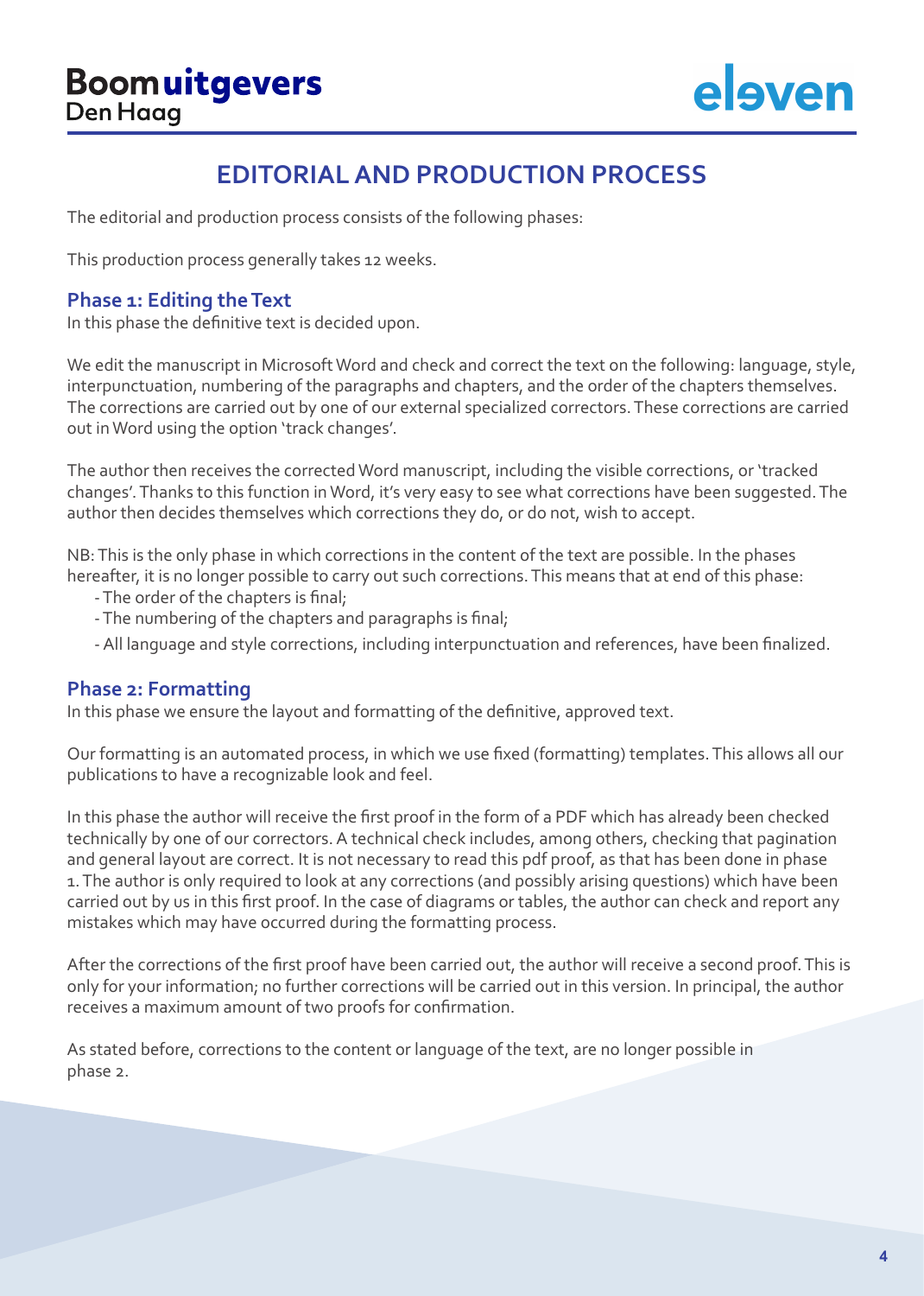# EDITORIAL AND PRODUCTION PROCESS

The editorial and production process consists of the following phases:

This production process generally takes 12 weeks.

## Phase 1: Editing the Text

In this phase the definitive text is decided upon.

We edit the manuscript in Microsoft Word and check and correct the text on the following: language, style, interpunctuation, numbering of the paragraphs and chapters, and the order of the chapters themselves. The corrections are carried out by one of our external specialized correctors. These corrections are carried out in Word using the option 'track changes'.

The author then receives the corrected Word manuscript, including the visible corrections, or 'tracked changes'. Thanks to this function in Word, it's very easy to see what corrections have been suggested. The author then decides themselves which corrections they do, or do not, wish to accept.

NB: This is the only phase in which corrections in the content of the text are possible. In the phases hereafter, it is no longer possible to carry out such corrections. This means that at end of this phase:

- The order of the chapters is final;
- The numbering of the chapters and paragraphs is final;
- All language and style corrections, including interpunctuation and references, have been finalized.

## Phase 2: Formatting

In this phase we ensure the layout and formatting of the definitive, approved text.

Our formatting is an automated process, in which we use fixed (formatting) templates. This allows all our publications to have a recognizable look and feel.

In this phase the author will receive the first proof in the form of a PDF which has already been checked technically by one of our correctors. A technical check includes, among others, checking that pagination and general layout are correct. It is not necessary to read this pdf proof, as that has been done in phase 1. The author is only required to look at any corrections (and possibly arising questions) which have been carried out by us in this first proof. In the case of diagrams or tables, the author can check and report any mistakes which may have occurred during the formatting process.

After the corrections of the first proof have been carried out, the author will receive a second proof. This is only for your information; no further corrections will be carried out in this version. In principal, the author receives a maximum amount of two proofs for confirmation.

As stated before, corrections to the content or language of the text, are no longer possible in phase 2.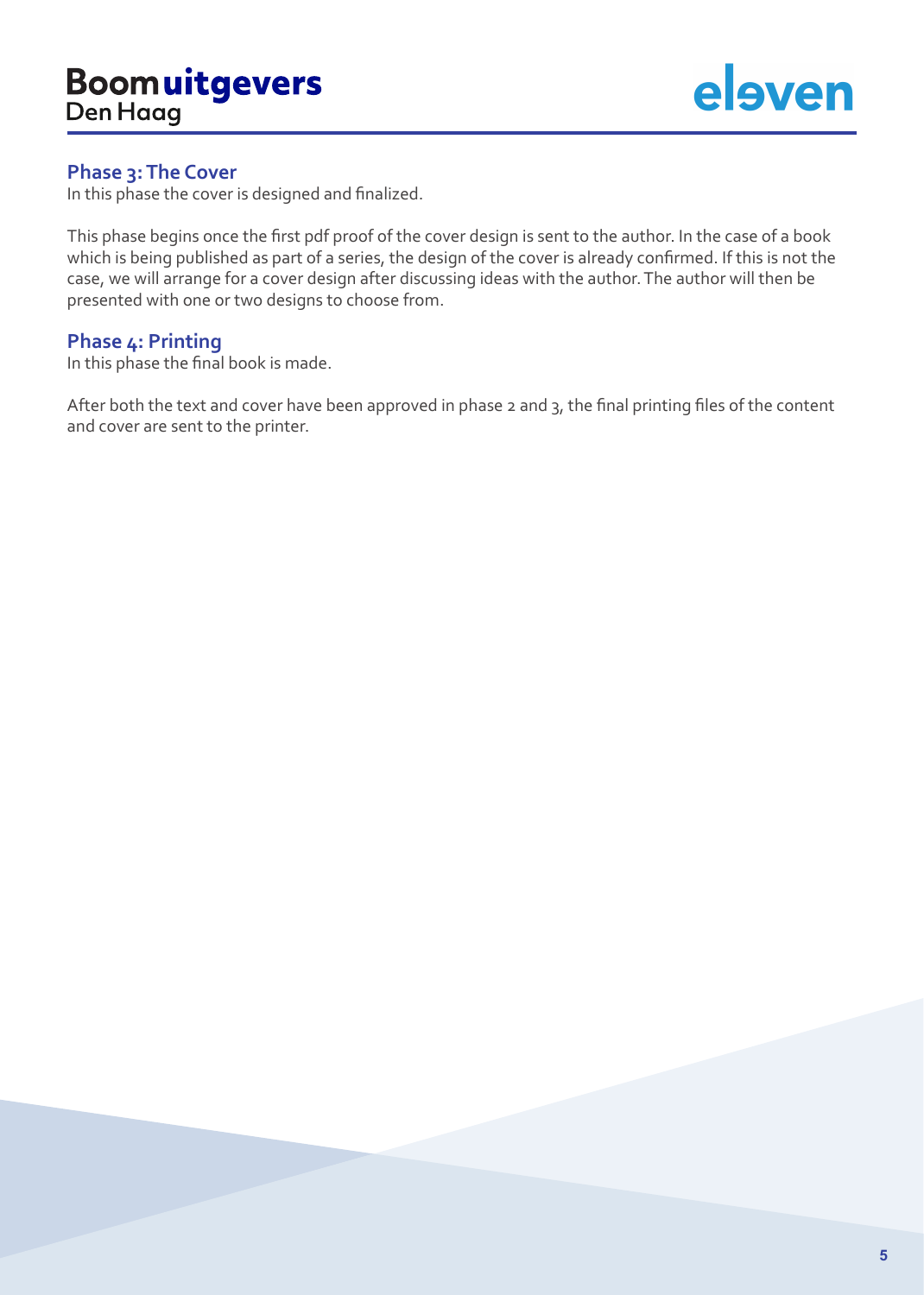## Phase 3: The Cover

In this phase the cover is designed and finalized.

This phase begins once the first pdf proof of the cover design is sent to the author. In the case of a book which is being published as part of a series, the design of the cover is already confirmed. If this is not the case, we will arrange for a cover design after discussing ideas with the author. The author will then be presented with one or two designs to choose from.

## Phase 4: Printing

In this phase the final book is made.

After both the text and cover have been approved in phase 2 and 3, the final printing files of the content and cover are sent to the printer.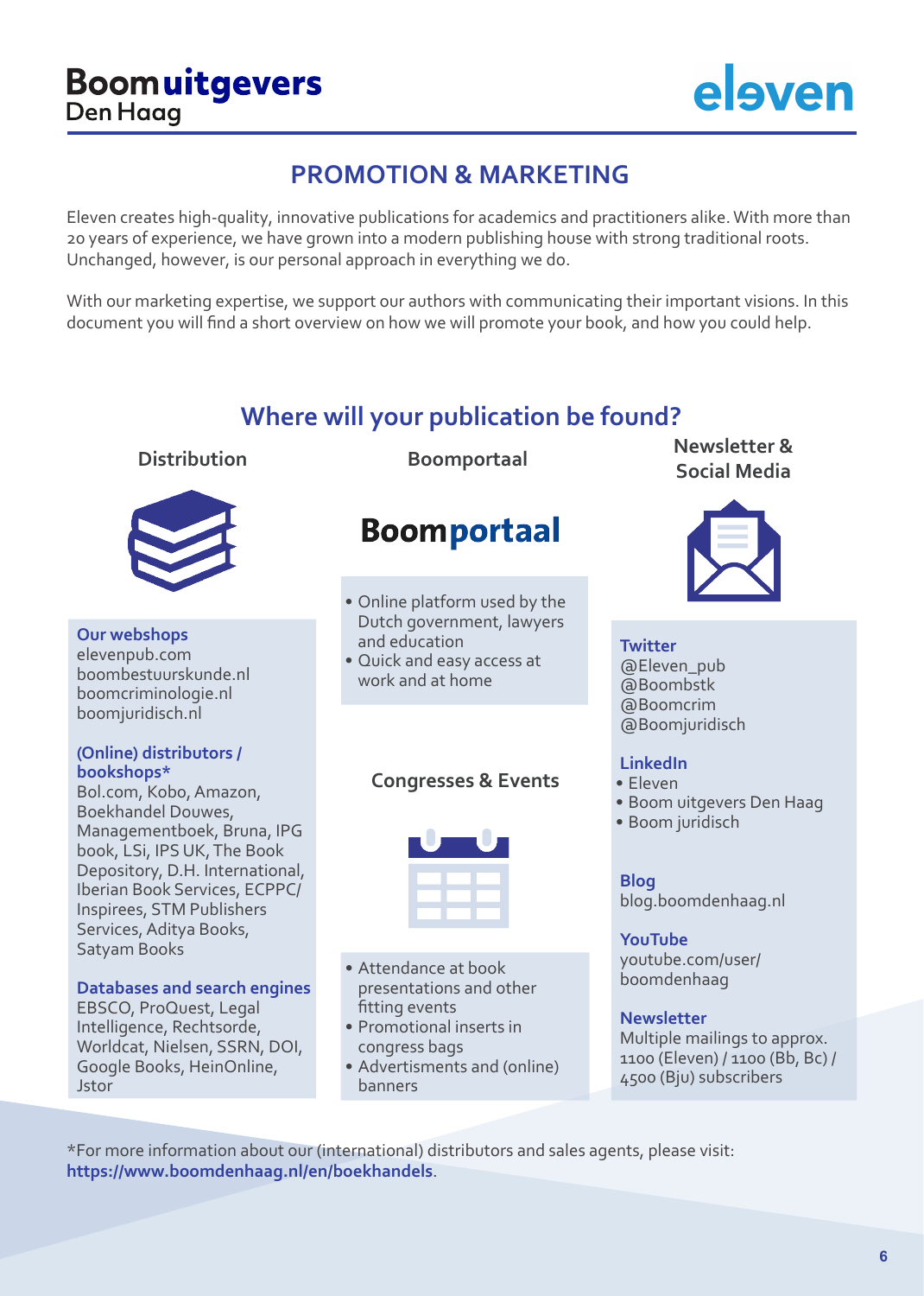# PROMOTION & MARKETING

Eleven creates high-quality, innovative publications for academics and practitioners alike. With more than 20 years of experience, we have grown into a modern publishing house with strong traditional roots. Unchanged, however, is our personal approach in everything we do.

With our marketing expertise, we support our authors with communicating their important visions. In this document you will find a short overview on how we will promote your book, and how you could help.

## Where will your publication be found?

### Distribution

**Our webshops**
elevenpub.com
boombestuurskunde.nl
boomcriminologie.nl
boomjuridisch.nl

**(Online) distributors / bookshops***
Bol.com, Kobo, Amazon, Boekhandel Douwes, Managementboek, Bruna, IPG book, LSi, IPS UK, The Book Depository, D.H. International, Iberian Book Services, ECPPC/ Inspirees, STM Publishers Services, Aditya Books, Satyam Books

**Databases and search engines**
EBSCO, ProQuest, Legal Intelligence, Rechtsorde, Worldcat, Nielsen, SSRN, DOI, Google Books, HeinOnline, Jstor

### Boomportaal

**Boomportaal**

- Online platform used by the Dutch government, lawyers and education
- Quick and easy access at work and at home

### Congresses & Events

- Attendance at book presentations and other fitting events
- Promotional inserts in congress bags
- Advertisments and (online) banners

### Newsletter & Social Media

**Twitter**
@Eleven_pub
@Boombstk
@Boomcrim
@Boomjuridisch

**LinkedIn**

- Eleven
- Boom uitgevers Den Haag
- Boom juridisch

**Blog**
blog.boomdenhaag.nl

**YouTube**
youtube.com/user/boomdenhaag

**Newsletter**
Multiple mailings to approx. 1100 (Eleven) / 1100 (Bb, Bc) / 4500 (Bju) subscribers

*For more information about our (international) distributors and sales agents, please visit: **https://www.boomdenhaag.nl/en/boekhandels**.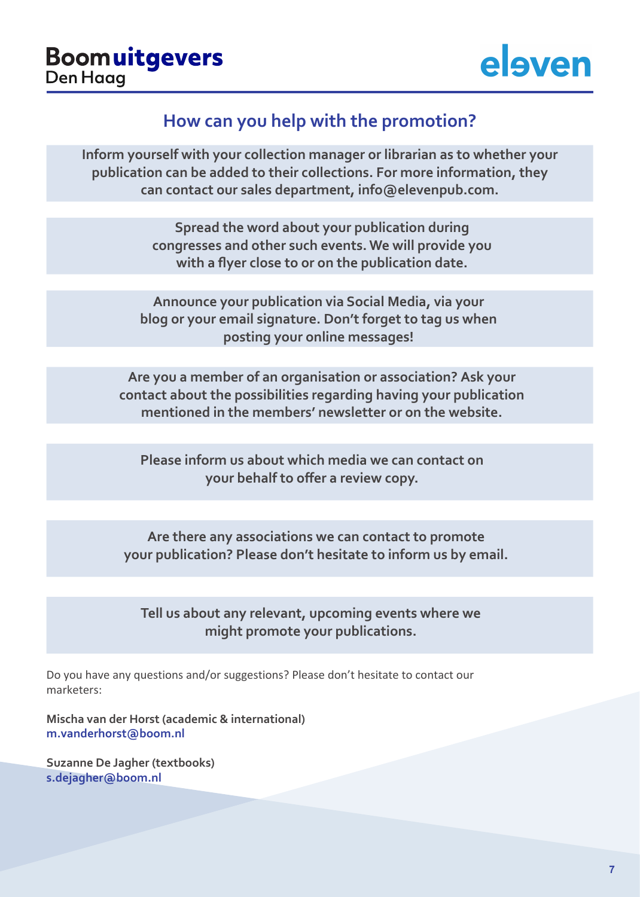Boom uitgevers
Den Haag

eleven

## How can you help with the promotion?

**Inform yourself with your collection manager or librarian as to whether your publication can be added to their collections. For more information, they can contact our sales department, info@elevenpub.com.**

**Spread the word about your publication during congresses and other such events. We will provide you with a flyer close to or on the publication date.**

**Announce your publication via Social Media, via your blog or your email signature. Don't forget to tag us when posting your online messages!**

**Are you a member of an organisation or association? Ask your contact about the possibilities regarding having your publication mentioned in the members' newsletter or on the website.**

**Please inform us about which media we can contact on your behalf to offer a review copy.**

**Are there any associations we can contact to promote your publication? Please don't hesitate to inform us by email.**

**Tell us about any relevant, upcoming events where we might promote your publications.**

Do you have any questions and/or suggestions? Please don't hesitate to contact our marketers:

**Mischa van der Horst (academic & international)**
**m.vanderhorst@boom.nl**

**Suzanne De Jagher (textbooks)**
**s.dejagher@boom.nl**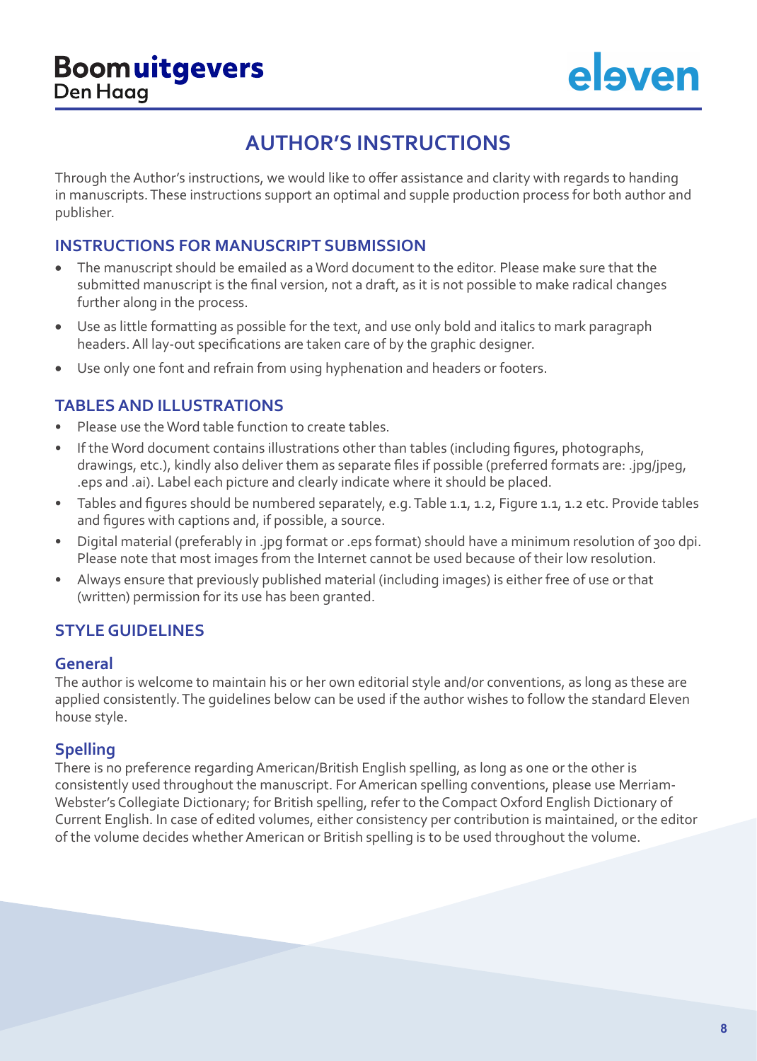# AUTHOR'S INSTRUCTIONS

Through the Author's instructions, we would like to offer assistance and clarity with regards to handing in manuscripts. These instructions support an optimal and supple production process for both author and publisher.

## INSTRUCTIONS FOR MANUSCRIPT SUBMISSION

- The manuscript should be emailed as a Word document to the editor. Please make sure that the submitted manuscript is the final version, not a draft, as it is not possible to make radical changes further along in the process.
- Use as little formatting as possible for the text, and use only bold and italics to mark paragraph headers. All lay-out specifications are taken care of by the graphic designer.
- Use only one font and refrain from using hyphenation and headers or footers.

## TABLES AND ILLUSTRATIONS

- Please use the Word table function to create tables.
- If the Word document contains illustrations other than tables (including figures, photographs, drawings, etc.), kindly also deliver them as separate files if possible (preferred formats are: .jpg/jpeg, .eps and .ai). Label each picture and clearly indicate where it should be placed.
- Tables and figures should be numbered separately, e.g. Table 1.1, 1.2, Figure 1.1, 1.2 etc. Provide tables and figures with captions and, if possible, a source.
- Digital material (preferably in .jpg format or .eps format) should have a minimum resolution of 300 dpi. Please note that most images from the Internet cannot be used because of their low resolution.
- Always ensure that previously published material (including images) is either free of use or that (written) permission for its use has been granted.

## STYLE GUIDELINES

### General

The author is welcome to maintain his or her own editorial style and/or conventions, as long as these are applied consistently. The guidelines below can be used if the author wishes to follow the standard Eleven house style.

### Spelling

There is no preference regarding American/British English spelling, as long as one or the other is consistently used throughout the manuscript. For American spelling conventions, please use Merriam-Webster's Collegiate Dictionary; for British spelling, refer to the Compact Oxford English Dictionary of Current English. In case of edited volumes, either consistency per contribution is maintained, or the editor of the volume decides whether American or British spelling is to be used throughout the volume.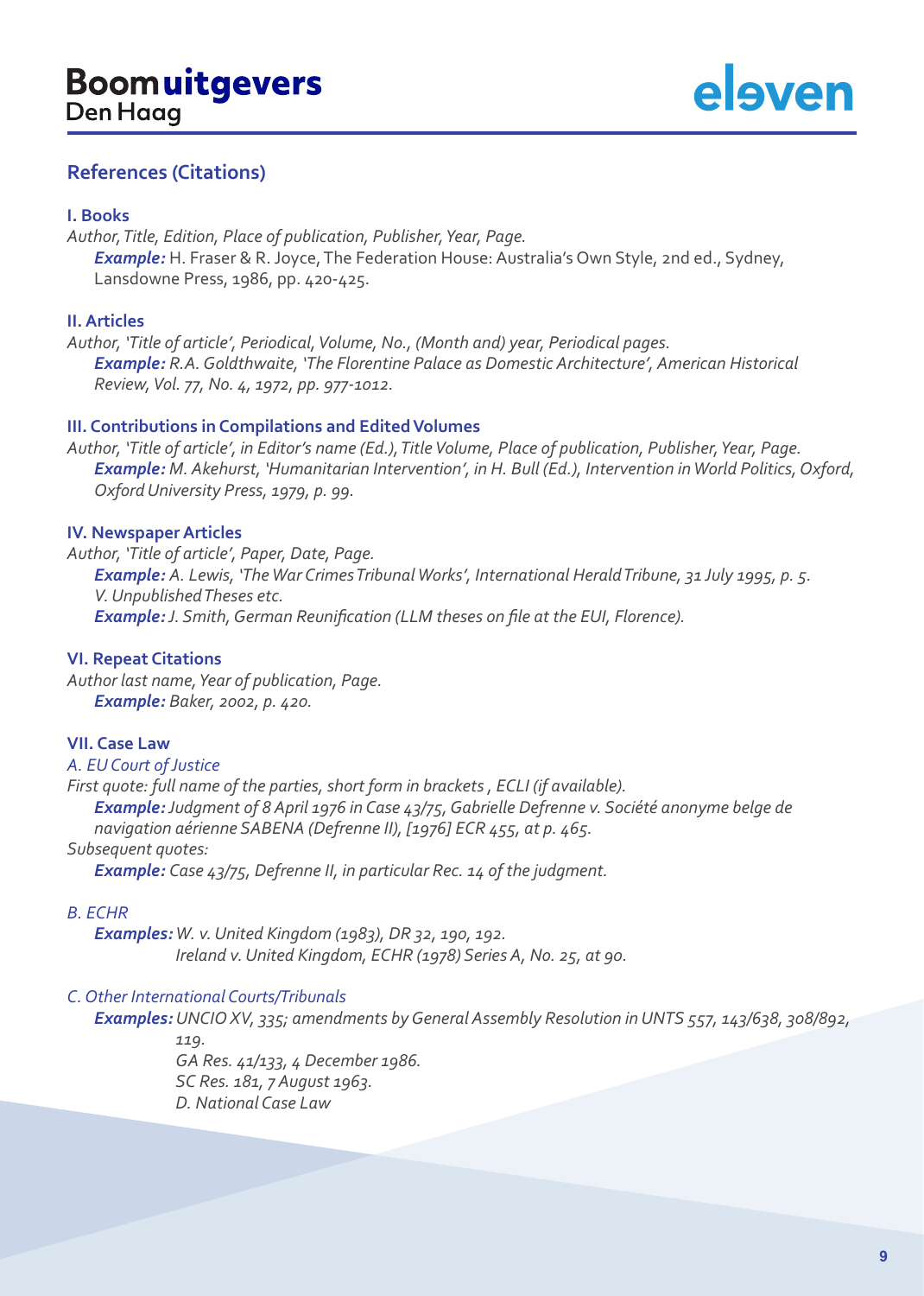## References (Citations)

### I. Books

*Author, Title, Edition, Place of publication, Publisher, Year, Page.*

***Example:*** H. Fraser & R. Joyce, The Federation House: Australia's Own Style, 2nd ed., Sydney, Lansdowne Press, 1986, pp. 420-425.

### II. Articles

*Author, 'Title of article', Periodical, Volume, No., (Month and) year, Periodical pages.*

***Example:*** *R.A. Goldthwaite, 'The Florentine Palace as Domestic Architecture', American Historical Review, Vol. 77, No. 4, 1972, pp. 977-1012.*

### III. Contributions in Compilations and Edited Volumes

*Author, 'Title of article', in Editor's name (Ed.), Title Volume, Place of publication, Publisher, Year, Page.*

***Example:*** *M. Akehurst, 'Humanitarian Intervention', in H. Bull (Ed.), Intervention in World Politics, Oxford, Oxford University Press, 1979, p. 99.*

### IV. Newspaper Articles

*Author, 'Title of article', Paper, Date, Page.*

***Example:*** *A. Lewis, 'The War Crimes Tribunal Works', International Herald Tribune, 31 July 1995, p. 5.*

*V. Unpublished Theses etc.*

***Example:*** *J. Smith, German Reunification (LLM theses on file at the EUI, Florence).*

### VI. Repeat Citations

*Author last name, Year of publication, Page.*

***Example:*** *Baker, 2002, p. 420.*

### VII. Case Law

*A. EU Court of Justice*

*First quote: full name of the parties, short form in brackets , ECLI (if available).*

***Example:*** *Judgment of 8 April 1976 in Case 43/75, Gabrielle Defrenne v. Société anonyme belge de navigation aérienne SABENA (Defrenne II), [1976] ECR 455, at p. 465.*

*Subsequent quotes:*

***Example:*** *Case 43/75, Defrenne II, in particular Rec. 14 of the judgment.*

*B. ECHR*

***Examples:*** *W. v. United Kingdom (1983), DR 32, 190, 192.*
*Ireland v. United Kingdom, ECHR (1978) Series A, No. 25, at 90.*

*C. Other International Courts/Tribunals*

***Examples:*** *UNCIO XV, 335; amendments by General Assembly Resolution in UNTS 557, 143/638, 308/892, 119.*
*GA Res. 41/133, 4 December 1986.*
*SC Res. 181, 7 August 1963.*
*D. National Case Law*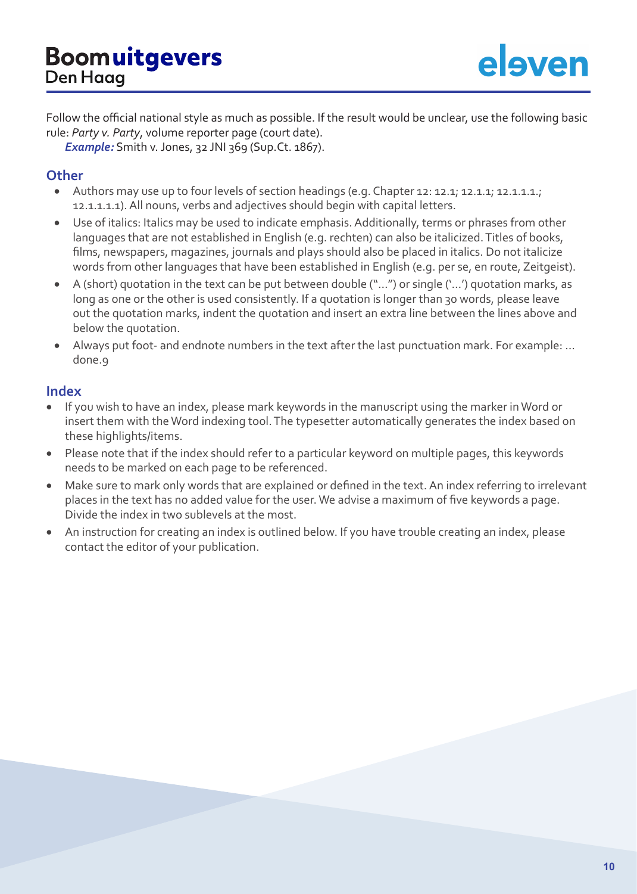Follow the official national style as much as possible. If the result would be unclear, use the following basic rule: *Party v. Party*, volume reporter page (court date).

***Example:*** Smith v. Jones, 32 JNI 369 (Sup.Ct. 1867).

## Other

- Authors may use up to four levels of section headings (e.g. Chapter 12: 12.1; 12.1.1; 12.1.1.1.; 12.1.1.1.1). All nouns, verbs and adjectives should begin with capital letters.
- Use of italics: Italics may be used to indicate emphasis. Additionally, terms or phrases from other languages that are not established in English (e.g. rechten) can also be italicized. Titles of books, films, newspapers, magazines, journals and plays should also be placed in italics. Do not italicize words from other languages that have been established in English (e.g. per se, en route, Zeitgeist).
- A (short) quotation in the text can be put between double ("…") or single ('…') quotation marks, as long as one or the other is used consistently. If a quotation is longer than 30 words, please leave out the quotation marks, indent the quotation and insert an extra line between the lines above and below the quotation.
- Always put foot- and endnote numbers in the text after the last punctuation mark. For example: … done.9

## Index

- If you wish to have an index, please mark keywords in the manuscript using the marker in Word or insert them with the Word indexing tool. The typesetter automatically generates the index based on these highlights/items.
- Please note that if the index should refer to a particular keyword on multiple pages, this keywords needs to be marked on each page to be referenced.
- Make sure to mark only words that are explained or defined in the text. An index referring to irrelevant places in the text has no added value for the user. We advise a maximum of five keywords a page. Divide the index in two sublevels at the most.
- An instruction for creating an index is outlined below. If you have trouble creating an index, please contact the editor of your publication.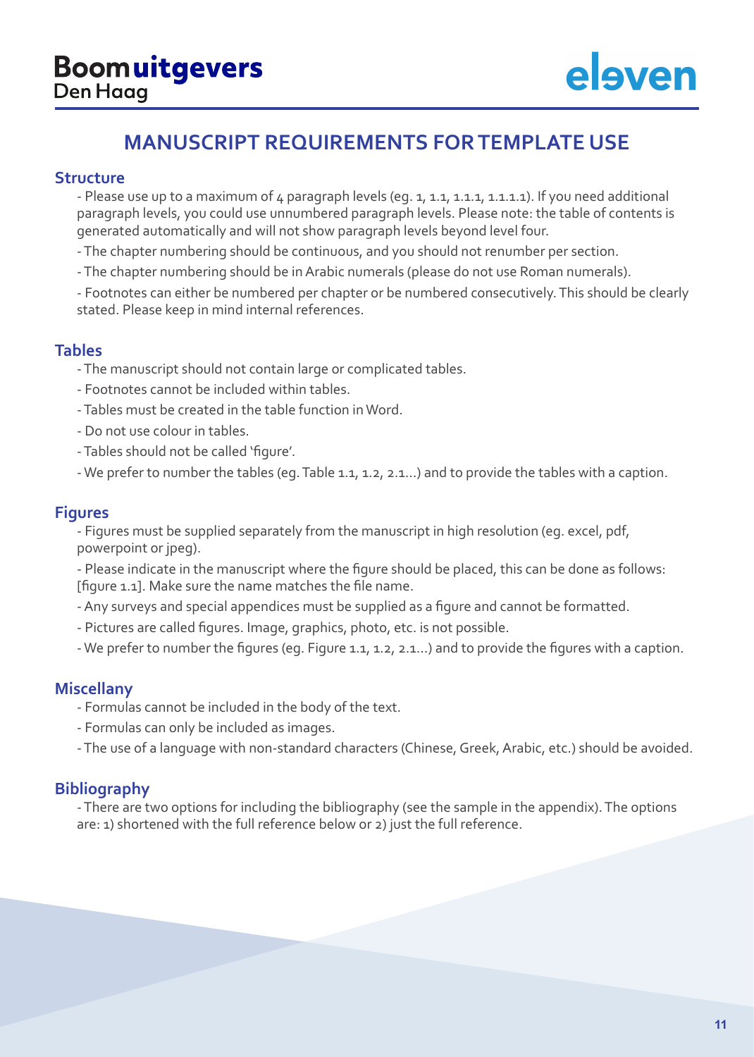# MANUSCRIPT REQUIREMENTS FOR TEMPLATE USE

## Structure

- Please use up to a maximum of 4 paragraph levels (eg. 1, 1.1, 1.1.1, 1.1.1.1). If you need additional paragraph levels, you could use unnumbered paragraph levels. Please note: the table of contents is generated automatically and will not show paragraph levels beyond level four.
- The chapter numbering should be continuous, and you should not renumber per section.
- The chapter numbering should be in Arabic numerals (please do not use Roman numerals).
- Footnotes can either be numbered per chapter or be numbered consecutively. This should be clearly stated. Please keep in mind internal references.

## Tables

- The manuscript should not contain large or complicated tables.
- Footnotes cannot be included within tables.
- Tables must be created in the table function in Word.
- Do not use colour in tables.
- Tables should not be called 'figure'.
- We prefer to number the tables (eg. Table 1.1, 1.2, 2.1...) and to provide the tables with a caption.

## Figures

- Figures must be supplied separately from the manuscript in high resolution (eg. excel, pdf, powerpoint or jpeg).
- Please indicate in the manuscript where the figure should be placed, this can be done as follows: [figure 1.1]. Make sure the name matches the file name.
- Any surveys and special appendices must be supplied as a figure and cannot be formatted.
- Pictures are called figures. Image, graphics, photo, etc. is not possible.
- We prefer to number the figures (eg. Figure 1.1, 1.2, 2.1...) and to provide the figures with a caption.

## Miscellany

- Formulas cannot be included in the body of the text.
- Formulas can only be included as images.
- The use of a language with non-standard characters (Chinese, Greek, Arabic, etc.) should be avoided.

## Bibliography

- There are two options for including the bibliography (see the sample in the appendix). The options are: 1) shortened with the full reference below or 2) just the full reference.